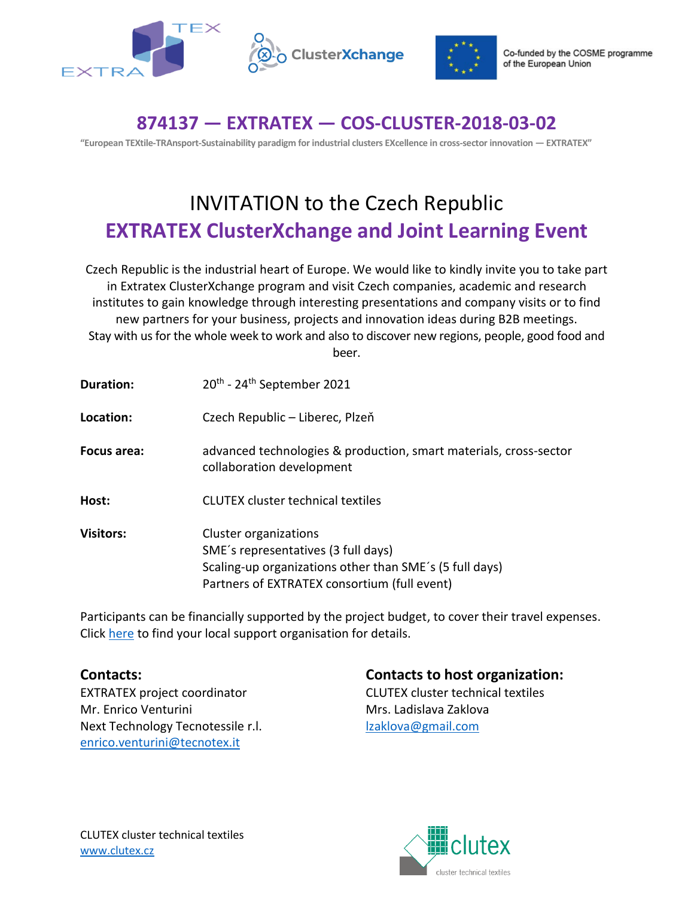Co-funded by the COSME programme of the European Union

# 874137 — EXTRATEX — COS-CLUSTER-2018-03-02

**"European TEXtile-TRAnsport-Sustainability paradigm for industrial clusters EXcellence in cross-sector innovation — EXTRATEX"**

## INVITATION to the Czech Republic
## EXTRATEX ClusterXchange and Joint Learning Event

Czech Republic is the industrial heart of Europe. We would like to kindly invite you to take part in Extratex ClusterXchange program and visit Czech companies, academic and research institutes to gain knowledge through interesting presentations and company visits or to find new partners for your business, projects and innovation ideas during B2B meetings. Stay with us for the whole week to work and also to discover new regions, people, good food and beer.

**Duration:** 20th - 24th September 2021

**Location:** Czech Republic – Liberec, Plzeň

**Focus area:** advanced technologies & production, smart materials, cross-sector collaboration development

**Host:** CLUTEX cluster technical textiles

**Visitors:**
Cluster organizations
SME´s representatives (3 full days)
Scaling-up organizations other than SME´s (5 full days)
Partners of EXTRATEX consortium (full event)

Participants can be financially supported by the project budget, to cover their travel expenses. Click here to find your local support organisation for details.

**Contacts:**
EXTRATEX project coordinator
Mr. Enrico Venturini
Next Technology Tecnotessile r.l.
enrico.venturini@tecnotex.it

**Contacts to host organization:**
CLUTEX cluster technical textiles
Mrs. Ladislava Zaklova
lzaklova@gmail.com

CLUTEX cluster technical textiles
www.clutex.cz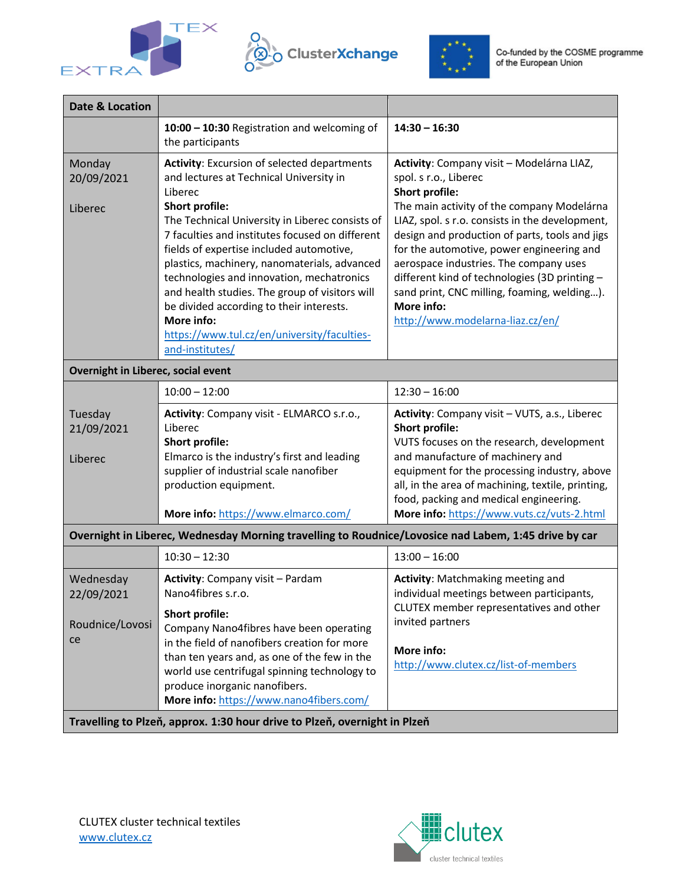| Date & Location | | |
|---|---|---|
| | **10:00 – 10:30** Registration and welcoming of the participants | **14:30 – 16:30** |
| Monday 20/09/2021<br><br>Liberec | **Activity**: Excursion of selected departments and lectures at Technical University in Liberec<br>**Short profile:**<br>The Technical University in Liberec consists of 7 faculties and institutes focused on different fields of expertise included automotive, plastics, machinery, nanomaterials, advanced technologies and innovation, mechatronics and health studies. The group of visitors will be divided according to their interests.<br>**More info:**<br>https://www.tul.cz/en/university/faculties-and-institutes/ | **Activity**: Company visit – Modelárna LIAZ, spol. s r.o., Liberec<br>**Short profile:**<br>The main activity of the company Modelárna LIAZ, spol. s r.o. consists in the development, design and production of parts, tools and jigs for the automotive, power engineering and aerospace industries. The company uses different kind of technologies (3D printing – sand print, CNC milling, foaming, welding…).<br>**More info:**<br>http://www.modelarna-liaz.cz/en/ |
| **Overnight in Liberec, social event** | | |
| | 10:00 – 12:00 | 12:30 – 16:00 |
| Tuesday 21/09/2021<br><br>Liberec | **Activity**: Company visit - ELMARCO s.r.o., Liberec<br>**Short profile:**<br>Elmarco is the industry's first and leading supplier of industrial scale nanofiber production equipment.<br><br>**More info:** https://www.elmarco.com/ | **Activity**: Company visit – VUTS, a.s., Liberec<br>**Short profile:**<br>VUTS focuses on the research, development and manufacture of machinery and equipment for the processing industry, above all, in the area of machining, textile, printing, food, packing and medical engineering.<br>**More info:** https://www.vuts.cz/vuts-2.html |
| **Overnight in Liberec, Wednesday Morning travelling to Roudnice/Lovosice nad Labem, 1:45 drive by car** | | |
| | 10:30 – 12:30 | 13:00 – 16:00 |
| Wednesday 22/09/2021<br><br>Roudnice/Lovosice | **Activity**: Company visit – Pardam Nano4fibres s.r.o.<br>**Short profile:**<br>Company Nano4fibres have been operating in the field of nanofibers creation for more than ten years and, as one of the few in the world use centrifugal spinning technology to produce inorganic nanofibers.<br>**More info:** https://www.nano4fibers.com/ | **Activity**: Matchmaking meeting and individual meetings between participants, CLUTEX member representatives and other invited partners<br><br>**More info:**<br>http://www.clutex.cz/list-of-members |
| **Travelling to Plzeň, approx. 1:30 hour drive to Plzeň, overnight in Plzeň** | | |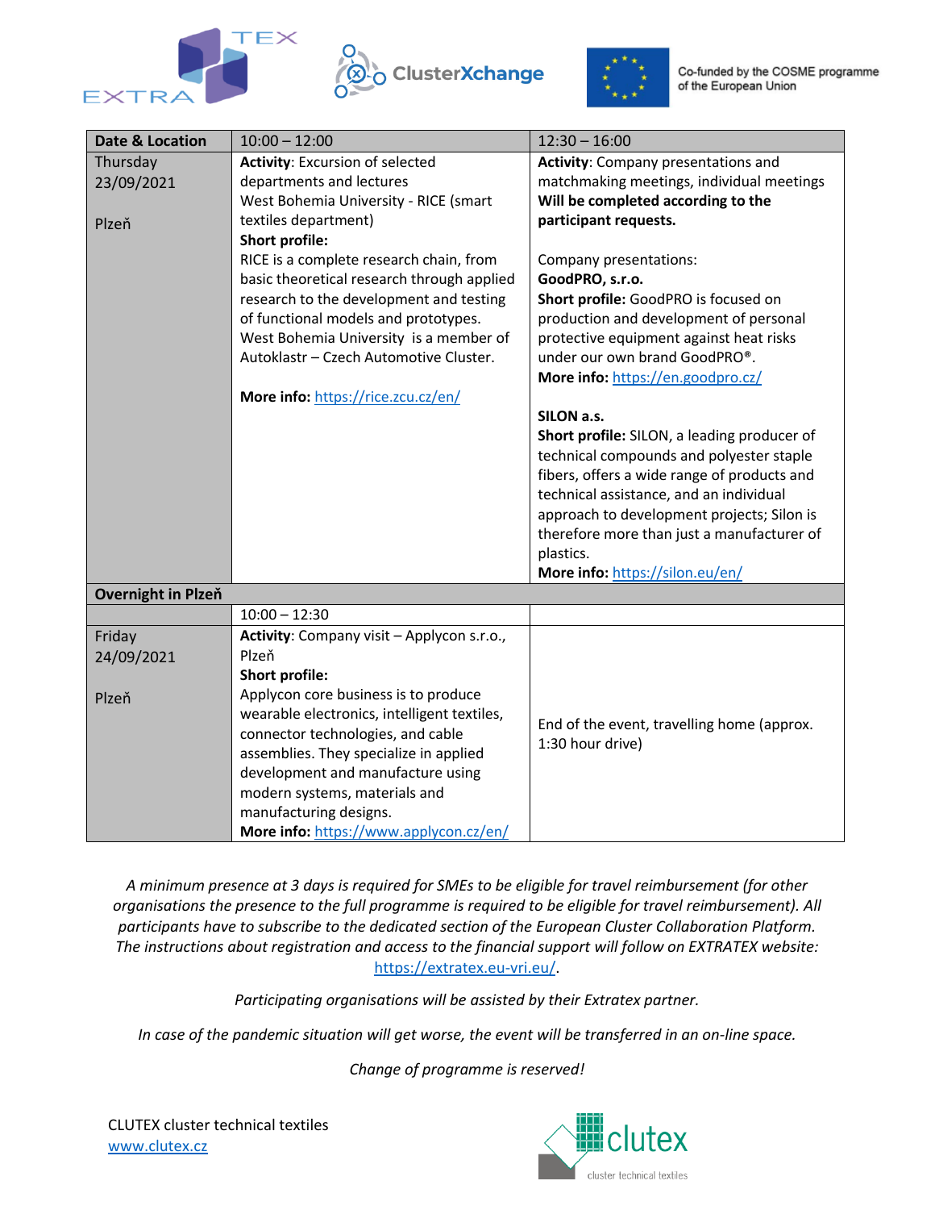Co-funded by the COSME programme of the European Union

| Date & Location | 10:00 – 12:00 | 12:30 – 16:00 |
|---|---|---|
| Thursday 23/09/2021<br><br>Plzeň | **Activity**: Excursion of selected departments and lectures<br>West Bohemia University - RICE (smart textiles department)<br>**Short profile:**<br>RICE is a complete research chain, from basic theoretical research through applied research to the development and testing of functional models and prototypes. West Bohemia University is a member of Autoklastr – Czech Automotive Cluster.<br><br>**More info:** https://rice.zcu.cz/en/ | **Activity**: Company presentations and matchmaking meetings, individual meetings **Will be completed according to the participant requests.**<br><br>Company presentations:<br>**GoodPRO, s.r.o.**<br>**Short profile:** GoodPRO is focused on production and development of personal protective equipment against heat risks under our own brand GoodPRO®.<br>**More info:** https://en.goodpro.cz/<br><br>**SILON a.s.**<br>**Short profile:** SILON, a leading producer of technical compounds and polyester staple fibers, offers a wide range of products and technical assistance, and an individual approach to development projects; Silon is therefore more than just a manufacturer of plastics.<br>**More info:** https://silon.eu/en/ |
| **Overnight in Plzeň** | | |
| | 10:00 – 12:30 | |
| Friday 24/09/2021<br><br>Plzeň | **Activity**: Company visit – Applycon s.r.o., Plzeň<br>**Short profile:**<br>Applycon core business is to produce wearable electronics, intelligent textiles, connector technologies, and cable assemblies. They specialize in applied development and manufacture using modern systems, materials and manufacturing designs.<br>**More info:** https://www.applycon.cz/en/ | End of the event, travelling home (approx. 1:30 hour drive) |

*A minimum presence at 3 days is required for SMEs to be eligible for travel reimbursement (for other organisations the presence to the full programme is required to be eligible for travel reimbursement). All participants have to subscribe to the dedicated section of the European Cluster Collaboration Platform. The instructions about registration and access to the financial support will follow on EXTRATEX website:* https://extratex.eu-vri.eu/.

*Participating organisations will be assisted by their Extratex partner.*

*In case of the pandemic situation will get worse, the event will be transferred in an on-line space.*

*Change of programme is reserved!*

CLUTEX cluster technical textiles
www.clutex.cz